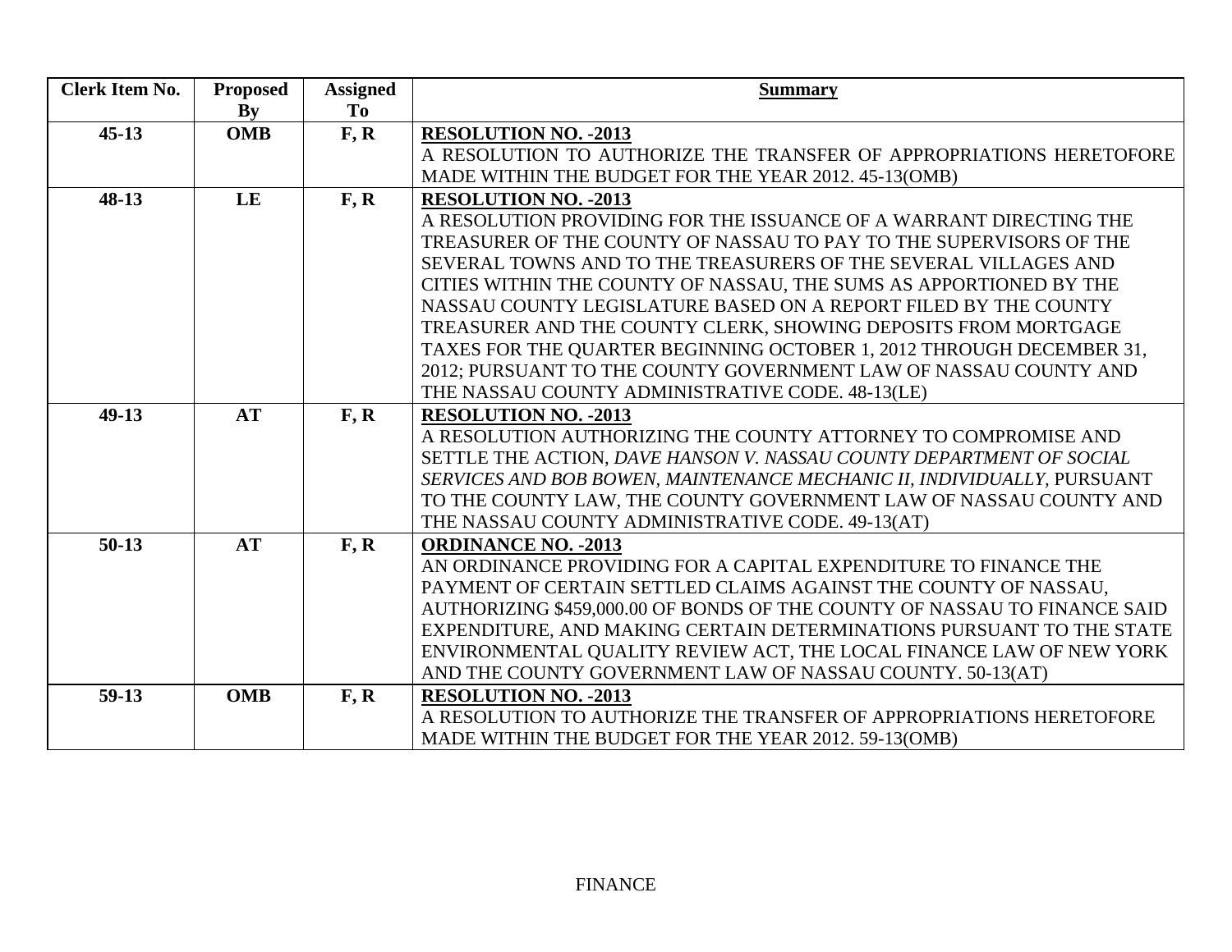| Clerk Item No. | Proposed By | Assigned To | Summary |
|---|---|---|---|
| **45-13** | **OMB** | **F, R** | **RESOLUTION NO. -2013** A RESOLUTION TO AUTHORIZE THE TRANSFER OF APPROPRIATIONS HERETOFORE MADE WITHIN THE BUDGET FOR THE YEAR 2012. 45-13(OMB) |
| **48-13** | **LE** | **F, R** | **RESOLUTION NO. -2013** A RESOLUTION PROVIDING FOR THE ISSUANCE OF A WARRANT DIRECTING THE TREASURER OF THE COUNTY OF NASSAU TO PAY TO THE SUPERVISORS OF THE SEVERAL TOWNS AND TO THE TREASURERS OF THE SEVERAL VILLAGES AND CITIES WITHIN THE COUNTY OF NASSAU, THE SUMS AS APPORTIONED BY THE NASSAU COUNTY LEGISLATURE BASED ON A REPORT FILED BY THE COUNTY TREASURER AND THE COUNTY CLERK, SHOWING DEPOSITS FROM MORTGAGE TAXES FOR THE QUARTER BEGINNING OCTOBER 1, 2012 THROUGH DECEMBER 31, 2012; PURSUANT TO THE COUNTY GOVERNMENT LAW OF NASSAU COUNTY AND THE NASSAU COUNTY ADMINISTRATIVE CODE. 48-13(LE) |
| **49-13** | **AT** | **F, R** | **RESOLUTION NO. -2013** A RESOLUTION AUTHORIZING THE COUNTY ATTORNEY TO COMPROMISE AND SETTLE THE ACTION, *DAVE HANSON V. NASSAU COUNTY DEPARTMENT OF SOCIAL SERVICES AND BOB BOWEN, MAINTENANCE MECHANIC II, INDIVIDUALLY,* PURSUANT TO THE COUNTY LAW, THE COUNTY GOVERNMENT LAW OF NASSAU COUNTY AND THE NASSAU COUNTY ADMINISTRATIVE CODE. 49-13(AT) |
| **50-13** | **AT** | **F, R** | **ORDINANCE NO. -2013** AN ORDINANCE PROVIDING FOR A CAPITAL EXPENDITURE TO FINANCE THE PAYMENT OF CERTAIN SETTLED CLAIMS AGAINST THE COUNTY OF NASSAU, AUTHORIZING $459,000.00 OF BONDS OF THE COUNTY OF NASSAU TO FINANCE SAID EXPENDITURE, AND MAKING CERTAIN DETERMINATIONS PURSUANT TO THE STATE ENVIRONMENTAL QUALITY REVIEW ACT, THE LOCAL FINANCE LAW OF NEW YORK AND THE COUNTY GOVERNMENT LAW OF NASSAU COUNTY. 50-13(AT) |
| **59-13** | **OMB** | **F, R** | **RESOLUTION NO. -2013** A RESOLUTION TO AUTHORIZE THE TRANSFER OF APPROPRIATIONS HERETOFORE MADE WITHIN THE BUDGET FOR THE YEAR 2012. 59-13(OMB) |

FINANCE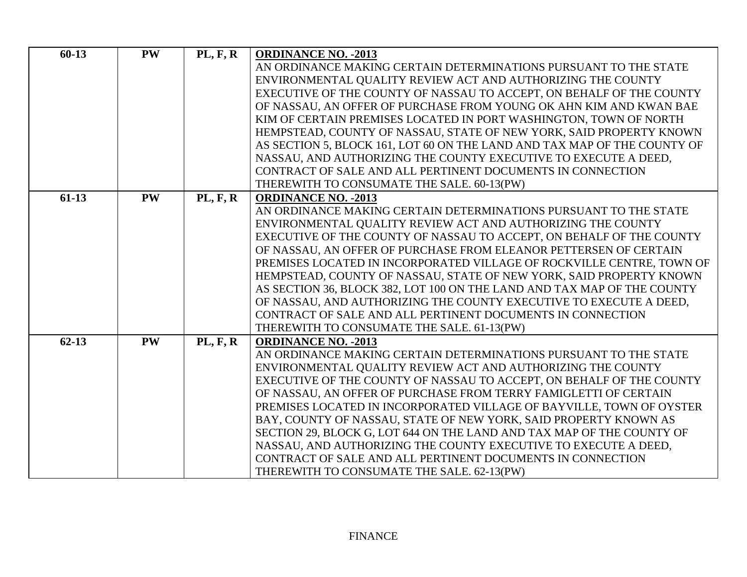| 60-13 | PW | PL, F, R | **ORDINANCE NO. -2013** AN ORDINANCE MAKING CERTAIN DETERMINATIONS PURSUANT TO THE STATE ENVIRONMENTAL QUALITY REVIEW ACT AND AUTHORIZING THE COUNTY EXECUTIVE OF THE COUNTY OF NASSAU TO ACCEPT, ON BEHALF OF THE COUNTY OF NASSAU, AN OFFER OF PURCHASE FROM YOUNG OK AHN KIM AND KWAN BAE KIM OF CERTAIN PREMISES LOCATED IN PORT WASHINGTON, TOWN OF NORTH HEMPSTEAD, COUNTY OF NASSAU, STATE OF NEW YORK, SAID PROPERTY KNOWN AS SECTION 5, BLOCK 161, LOT 60 ON THE LAND AND TAX MAP OF THE COUNTY OF NASSAU, AND AUTHORIZING THE COUNTY EXECUTIVE TO EXECUTE A DEED, CONTRACT OF SALE AND ALL PERTINENT DOCUMENTS IN CONNECTION THEREWITH TO CONSUMATE THE SALE. 60-13(PW) |
|---|---|---|---|
| 61-13 | PW | PL, F, R | **ORDINANCE NO. -2013** AN ORDINANCE MAKING CERTAIN DETERMINATIONS PURSUANT TO THE STATE ENVIRONMENTAL QUALITY REVIEW ACT AND AUTHORIZING THE COUNTY EXECUTIVE OF THE COUNTY OF NASSAU TO ACCEPT, ON BEHALF OF THE COUNTY OF NASSAU, AN OFFER OF PURCHASE FROM ELEANOR PETTERSEN OF CERTAIN PREMISES LOCATED IN INCORPORATED VILLAGE OF ROCKVILLE CENTRE, TOWN OF HEMPSTEAD, COUNTY OF NASSAU, STATE OF NEW YORK, SAID PROPERTY KNOWN AS SECTION 36, BLOCK 382, LOT 100 ON THE LAND AND TAX MAP OF THE COUNTY OF NASSAU, AND AUTHORIZING THE COUNTY EXECUTIVE TO EXECUTE A DEED, CONTRACT OF SALE AND ALL PERTINENT DOCUMENTS IN CONNECTION THEREWITH TO CONSUMATE THE SALE. 61-13(PW) |
| 62-13 | PW | PL, F, R | **ORDINANCE NO. -2013** AN ORDINANCE MAKING CERTAIN DETERMINATIONS PURSUANT TO THE STATE ENVIRONMENTAL QUALITY REVIEW ACT AND AUTHORIZING THE COUNTY EXECUTIVE OF THE COUNTY OF NASSAU TO ACCEPT, ON BEHALF OF THE COUNTY OF NASSAU, AN OFFER OF PURCHASE FROM TERRY FAMIGLETTI OF CERTAIN PREMISES LOCATED IN INCORPORATED VILLAGE OF BAYVILLE, TOWN OF OYSTER BAY, COUNTY OF NASSAU, STATE OF NEW YORK, SAID PROPERTY KNOWN AS SECTION 29, BLOCK G, LOT 644 ON THE LAND AND TAX MAP OF THE COUNTY OF NASSAU, AND AUTHORIZING THE COUNTY EXECUTIVE TO EXECUTE A DEED, CONTRACT OF SALE AND ALL PERTINENT DOCUMENTS IN CONNECTION THEREWITH TO CONSUMATE THE SALE. 62-13(PW) |

FINANCE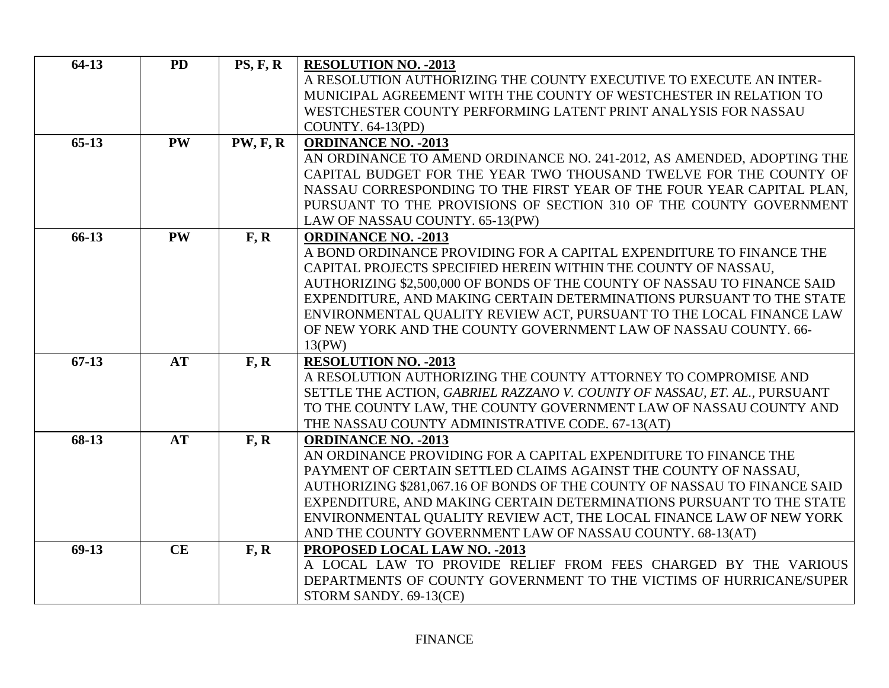| | | | |
|---|---|---|---|
| **64-13** | **PD** | **PS, F, R** | **RESOLUTION NO. -2013**<br>A RESOLUTION AUTHORIZING THE COUNTY EXECUTIVE TO EXECUTE AN INTER-MUNICIPAL AGREEMENT WITH THE COUNTY OF WESTCHESTER IN RELATION TO WESTCHESTER COUNTY PERFORMING LATENT PRINT ANALYSIS FOR NASSAU COUNTY. 64-13(PD) |
| **65-13** | **PW** | **PW, F, R** | **ORDINANCE NO. -2013**<br>AN ORDINANCE TO AMEND ORDINANCE NO. 241-2012, AS AMENDED, ADOPTING THE CAPITAL BUDGET FOR THE YEAR TWO THOUSAND TWELVE FOR THE COUNTY OF NASSAU CORRESPONDING TO THE FIRST YEAR OF THE FOUR YEAR CAPITAL PLAN, PURSUANT TO THE PROVISIONS OF SECTION 310 OF THE COUNTY GOVERNMENT LAW OF NASSAU COUNTY. 65-13(PW) |
| **66-13** | **PW** | **F, R** | **ORDINANCE NO. -2013**<br>A BOND ORDINANCE PROVIDING FOR A CAPITAL EXPENDITURE TO FINANCE THE CAPITAL PROJECTS SPECIFIED HEREIN WITHIN THE COUNTY OF NASSAU, AUTHORIZING $2,500,000 OF BONDS OF THE COUNTY OF NASSAU TO FINANCE SAID EXPENDITURE, AND MAKING CERTAIN DETERMINATIONS PURSUANT TO THE STATE ENVIRONMENTAL QUALITY REVIEW ACT, PURSUANT TO THE LOCAL FINANCE LAW OF NEW YORK AND THE COUNTY GOVERNMENT LAW OF NASSAU COUNTY. 66-13(PW) |
| **67-13** | **AT** | **F, R** | **RESOLUTION NO. -2013**<br>A RESOLUTION AUTHORIZING THE COUNTY ATTORNEY TO COMPROMISE AND SETTLE THE ACTION, *GABRIEL RAZZANO V. COUNTY OF NASSAU, ET. AL.*, PURSUANT TO THE COUNTY LAW, THE COUNTY GOVERNMENT LAW OF NASSAU COUNTY AND THE NASSAU COUNTY ADMINISTRATIVE CODE. 67-13(AT) |
| **68-13** | **AT** | **F, R** | **ORDINANCE NO. -2013**<br>AN ORDINANCE PROVIDING FOR A CAPITAL EXPENDITURE TO FINANCE THE PAYMENT OF CERTAIN SETTLED CLAIMS AGAINST THE COUNTY OF NASSAU, AUTHORIZING $281,067.16 OF BONDS OF THE COUNTY OF NASSAU TO FINANCE SAID EXPENDITURE, AND MAKING CERTAIN DETERMINATIONS PURSUANT TO THE STATE ENVIRONMENTAL QUALITY REVIEW ACT, THE LOCAL FINANCE LAW OF NEW YORK AND THE COUNTY GOVERNMENT LAW OF NASSAU COUNTY. 68-13(AT) |
| **69-13** | **CE** | **F, R** | **PROPOSED LOCAL LAW NO. -2013**<br>A LOCAL LAW TO PROVIDE RELIEF FROM FEES CHARGED BY THE VARIOUS DEPARTMENTS OF COUNTY GOVERNMENT TO THE VICTIMS OF HURRICANE/SUPER STORM SANDY. 69-13(CE) |

FINANCE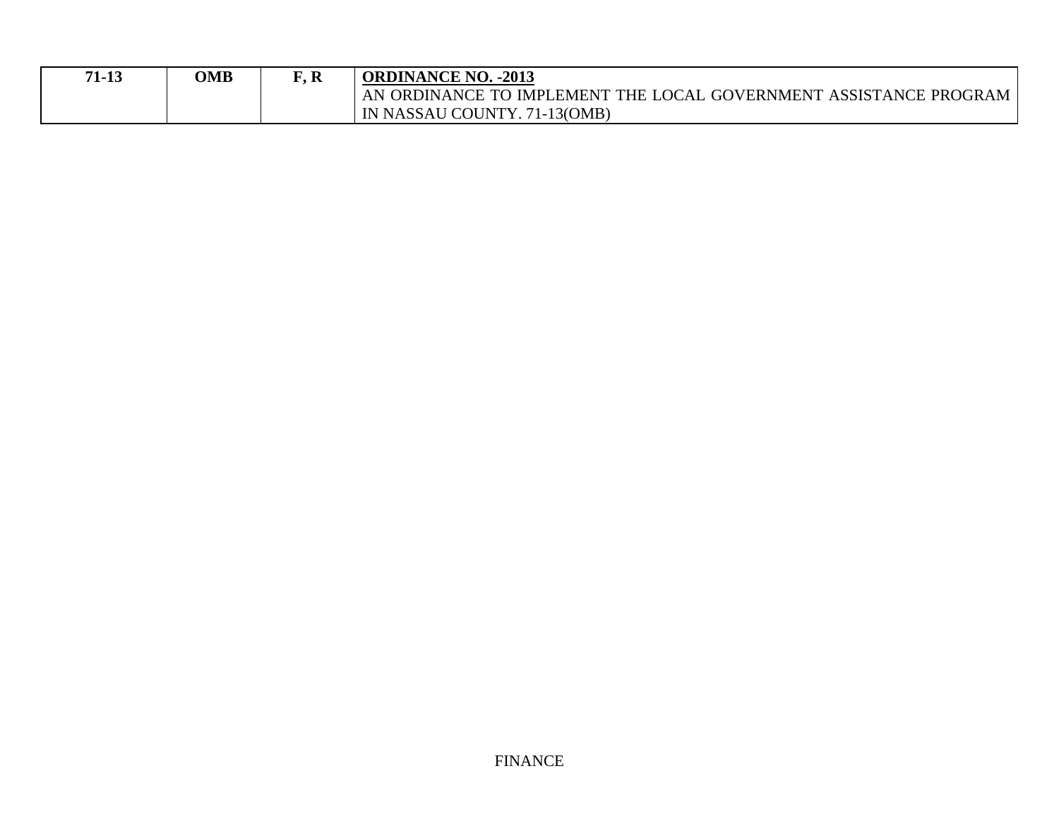| | | | |
|---|---|---|---|
| **71-13** | **OMB** | **F, R** | **ORDINANCE NO. -2013**<br>AN ORDINANCE TO IMPLEMENT THE LOCAL GOVERNMENT ASSISTANCE PROGRAM IN NASSAU COUNTY. 71-13(OMB) |

FINANCE